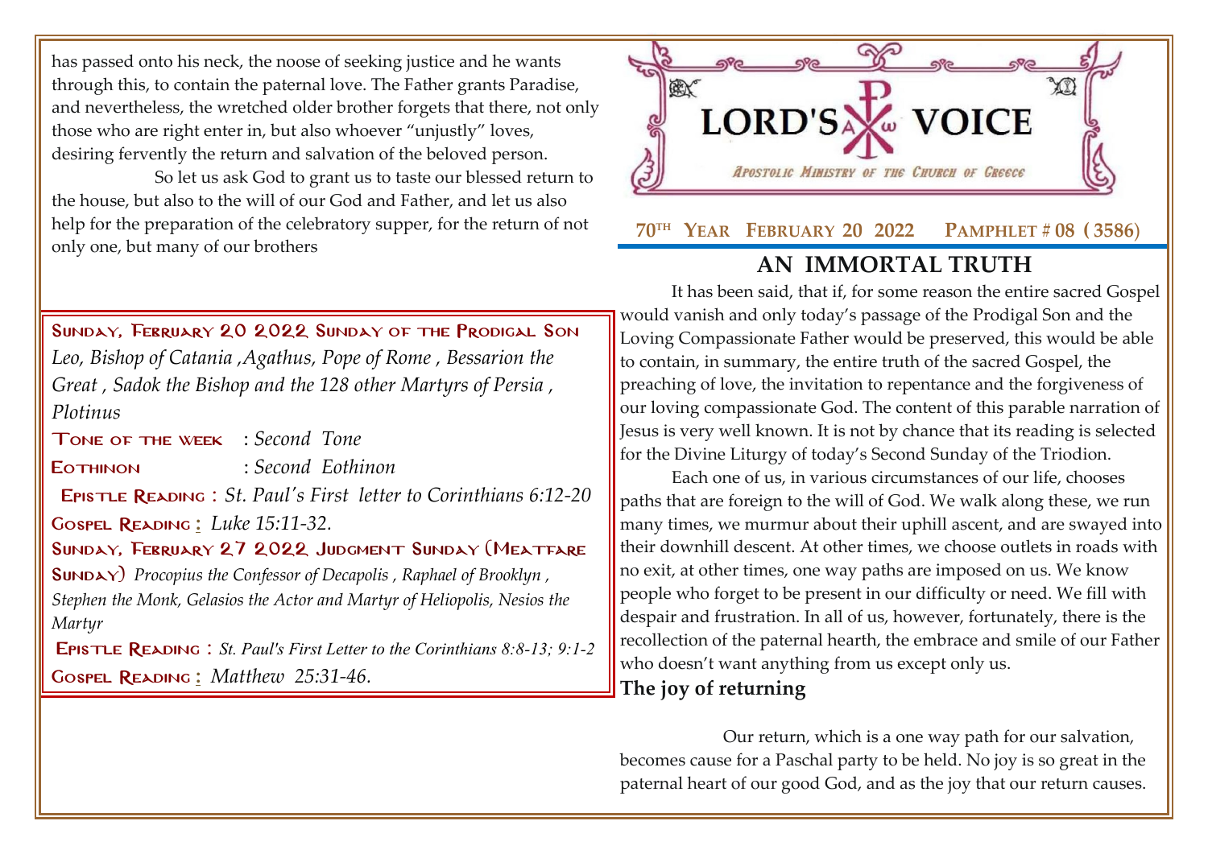has passed onto his neck, the noose of seeking justice and he wants through this, to contain the paternal love. The Father grants Paradise, and nevertheless, the wretched older brother forgets that there, not only those who are right enter in, but also whoever "unjustly" loves, desiring fervently the return and salvation of the beloved person.

So let us ask God to grant us to taste our blessed return to the house, but also to the will of our God and Father, and let us also help for the preparation of the celebratory supper, for the return of not only one, but many of our brothers

**Sunday, February 20 2022 Sunday of the Prodigal Son**
*Leo, Bishop of Catania ,Agathus, Pope of Rome , Bessarion the Great , Sadok the Bishop and the 128 other Martyrs of Persia , Plotinus*

**Tone of the week** : *Second Tone*
**Eothinon** : *Second Eothinon*
**Epistle Reading** : *St. Paul's First letter to Corinthians 6:12-20*
**Gospel Reading** : *Luke 15:11-32.*

**Sunday, February 27 2022 Judgment Sunday (Meatfare Sunday)** *Procopius the Confessor of Decapolis , Raphael of Brooklyn , Stephen the Monk, Gelasios the Actor and Martyr of Heliopolis, Nesios the Martyr*

**Epistle Reading** : *St. Paul's First Letter to the Corinthians 8:8-13; 9:1-2*
**Gospel Reading** : *Matthew 25:31-46.*

# LORD'S VOICE

*Apostolic Ministry of the Church of Greece*

**70th Year February 20 2022 Pamphlet # 08 (3586)**

## AN IMMORTAL TRUTH

It has been said, that if, for some reason the entire sacred Gospel would vanish and only today's passage of the Prodigal Son and the Loving Compassionate Father would be preserved, this would be able to contain, in summary, the entire truth of the sacred Gospel, the preaching of love, the invitation to repentance and the forgiveness of our loving compassionate God. The content of this parable narration of Jesus is very well known. It is not by chance that its reading is selected for the Divine Liturgy of today's Second Sunday of the Triodion.

Each one of us, in various circumstances of our life, chooses paths that are foreign to the will of God. We walk along these, we run many times, we murmur about their uphill ascent, and are swayed into their downhill descent. At other times, we choose outlets in roads with no exit, at other times, one way paths are imposed on us. We know people who forget to be present in our difficulty or need. We fill with despair and frustration. In all of us, however, fortunately, there is the recollection of the paternal hearth, the embrace and smile of our Father who doesn't want anything from us except only us.

**The joy of returning**

Our return, which is a one way path for our salvation, becomes cause for a Paschal party to be held. No joy is so great in the paternal heart of our good God, and as the joy that our return causes.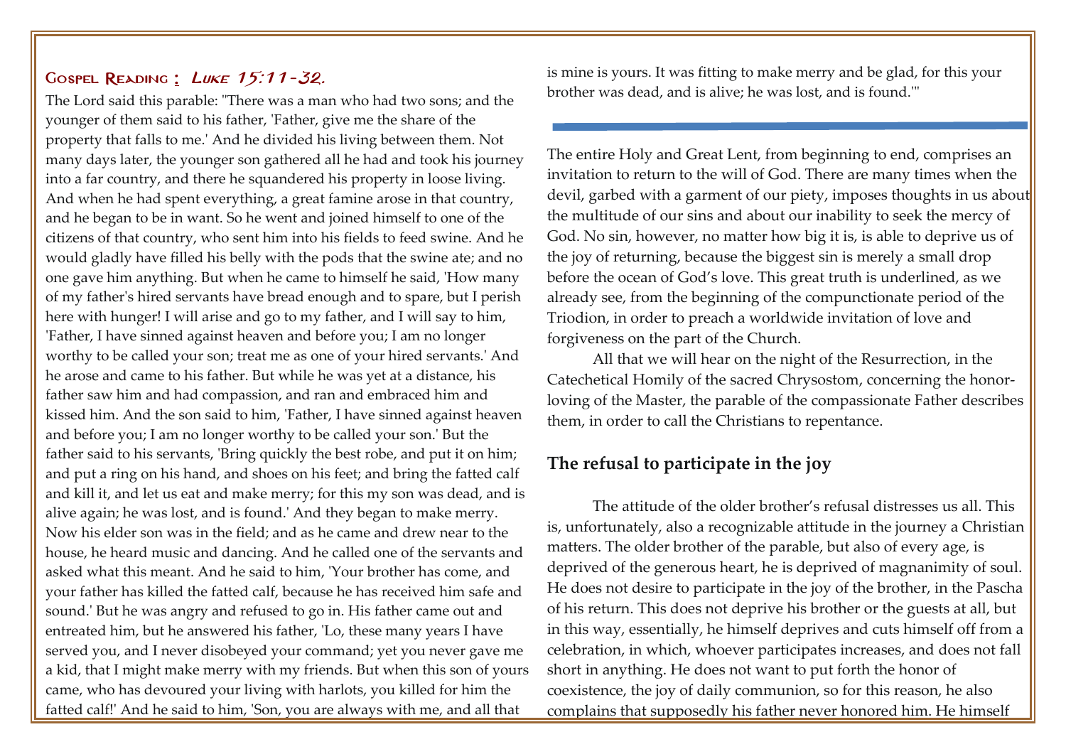### Gospel Reading : *Luke 15:11-32.*

The Lord said this parable: "There was a man who had two sons; and the younger of them said to his father, 'Father, give me the share of the property that falls to me.' And he divided his living between them. Not many days later, the younger son gathered all he had and took his journey into a far country, and there he squandered his property in loose living. And when he had spent everything, a great famine arose in that country, and he began to be in want. So he went and joined himself to one of the citizens of that country, who sent him into his fields to feed swine. And he would gladly have filled his belly with the pods that the swine ate; and no one gave him anything. But when he came to himself he said, 'How many of my father's hired servants have bread enough and to spare, but I perish here with hunger! I will arise and go to my father, and I will say to him, 'Father, I have sinned against heaven and before you; I am no longer worthy to be called your son; treat me as one of your hired servants.' And he arose and came to his father. But while he was yet at a distance, his father saw him and had compassion, and ran and embraced him and kissed him. And the son said to him, 'Father, I have sinned against heaven and before you; I am no longer worthy to be called your son.' But the father said to his servants, 'Bring quickly the best robe, and put it on him; and put a ring on his hand, and shoes on his feet; and bring the fatted calf and kill it, and let us eat and make merry; for this my son was dead, and is alive again; he was lost, and is found.' And they began to make merry. Now his elder son was in the field; and as he came and drew near to the house, he heard music and dancing. And he called one of the servants and asked what this meant. And he said to him, 'Your brother has come, and your father has killed the fatted calf, because he has received him safe and sound.' But he was angry and refused to go in. His father came out and entreated him, but he answered his father, 'Lo, these many years I have served you, and I never disobeyed your command; yet you never gave me a kid, that I might make merry with my friends. But when this son of yours came, who has devoured your living with harlots, you killed for him the fatted calf!' And he said to him, 'Son, you are always with me, and all that is mine is yours. It was fitting to make merry and be glad, for this your brother was dead, and is alive; he was lost, and is found.'"

---

The entire Holy and Great Lent, from beginning to end, comprises an invitation to return to the will of God. There are many times when the devil, garbed with a garment of our piety, imposes thoughts in us about the multitude of our sins and about our inability to seek the mercy of God. No sin, however, no matter how big it is, is able to deprive us of the joy of returning, because the biggest sin is merely a small drop before the ocean of God's love. This great truth is underlined, as we already see, from the beginning of the compunctionate period of the Triodion, in order to preach a worldwide invitation of love and forgiveness on the part of the Church.

All that we will hear on the night of the Resurrection, in the Catechetical Homily of the sacred Chrysostom, concerning the honor-loving of the Master, the parable of the compassionate Father describes them, in order to call the Christians to repentance.

## The refusal to participate in the joy

The attitude of the older brother's refusal distresses us all. This is, unfortunately, also a recognizable attitude in the journey a Christian matters. The older brother of the parable, but also of every age, is deprived of the generous heart, he is deprived of magnanimity of soul. He does not desire to participate in the joy of the brother, in the Pascha of his return. This does not deprive his brother or the guests at all, but in this way, essentially, he himself deprives and cuts himself off from a celebration, in which, whoever participates increases, and does not fall short in anything. He does not want to put forth the honor of coexistence, the joy of daily communion, so for this reason, he also complains that supposedly his father never honored him. He himself